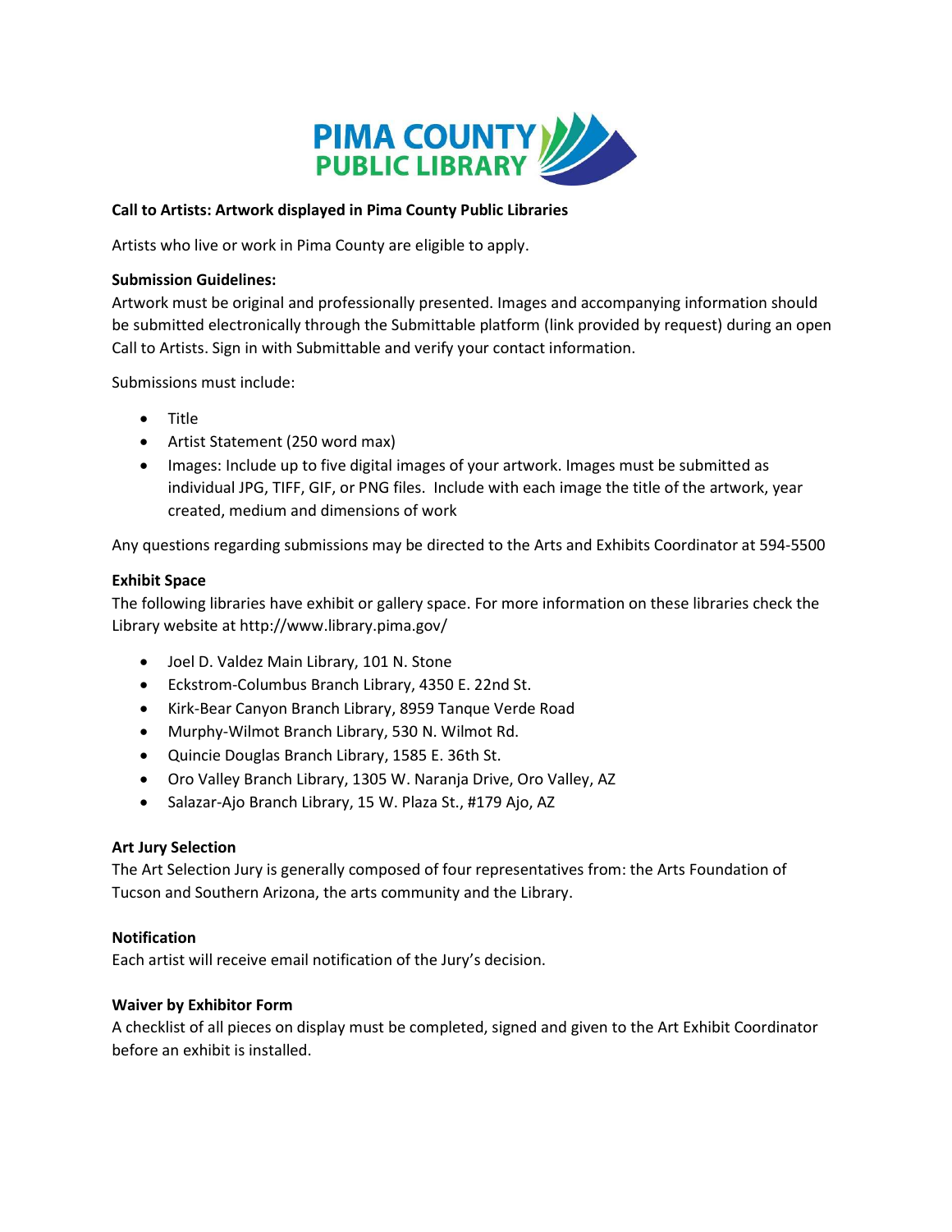PIMA COUNTY PUBLIC LIBRARY

**Call to Artists: Artwork displayed in Pima County Public Libraries**

Artists who live or work in Pima County are eligible to apply.

**Submission Guidelines:**
Artwork must be original and professionally presented. Images and accompanying information should be submitted electronically through the Submittable platform (link provided by request) during an open Call to Artists. Sign in with Submittable and verify your contact information.

Submissions must include:

- Title
- Artist Statement (250 word max)
- Images: Include up to five digital images of your artwork. Images must be submitted as individual JPG, TIFF, GIF, or PNG files. Include with each image the title of the artwork, year created, medium and dimensions of work

Any questions regarding submissions may be directed to the Arts and Exhibits Coordinator at 594-5500

**Exhibit Space**
The following libraries have exhibit or gallery space. For more information on these libraries check the Library website at http://www.library.pima.gov/

- Joel D. Valdez Main Library, 101 N. Stone
- Eckstrom-Columbus Branch Library, 4350 E. 22nd St.
- Kirk-Bear Canyon Branch Library, 8959 Tanque Verde Road
- Murphy-Wilmot Branch Library, 530 N. Wilmot Rd.
- Quincie Douglas Branch Library, 1585 E. 36th St.
- Oro Valley Branch Library, 1305 W. Naranja Drive, Oro Valley, AZ
- Salazar-Ajo Branch Library, 15 W. Plaza St., #179 Ajo, AZ

**Art Jury Selection**
The Art Selection Jury is generally composed of four representatives from: the Arts Foundation of Tucson and Southern Arizona, the arts community and the Library.

**Notification**
Each artist will receive email notification of the Jury's decision.

**Waiver by Exhibitor Form**
A checklist of all pieces on display must be completed, signed and given to the Art Exhibit Coordinator before an exhibit is installed.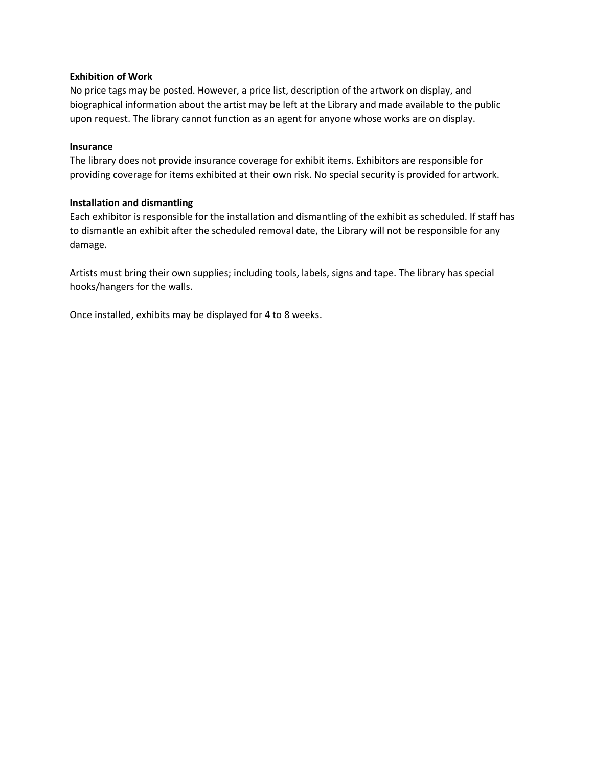**Exhibition of Work**

No price tags may be posted. However, a price list, description of the artwork on display, and biographical information about the artist may be left at the Library and made available to the public upon request. The library cannot function as an agent for anyone whose works are on display.

**Insurance**

The library does not provide insurance coverage for exhibit items. Exhibitors are responsible for providing coverage for items exhibited at their own risk. No special security is provided for artwork.

**Installation and dismantling**

Each exhibitor is responsible for the installation and dismantling of the exhibit as scheduled. If staff has to dismantle an exhibit after the scheduled removal date, the Library will not be responsible for any damage.

Artists must bring their own supplies; including tools, labels, signs and tape. The library has special hooks/hangers for the walls.

Once installed, exhibits may be displayed for 4 to 8 weeks.